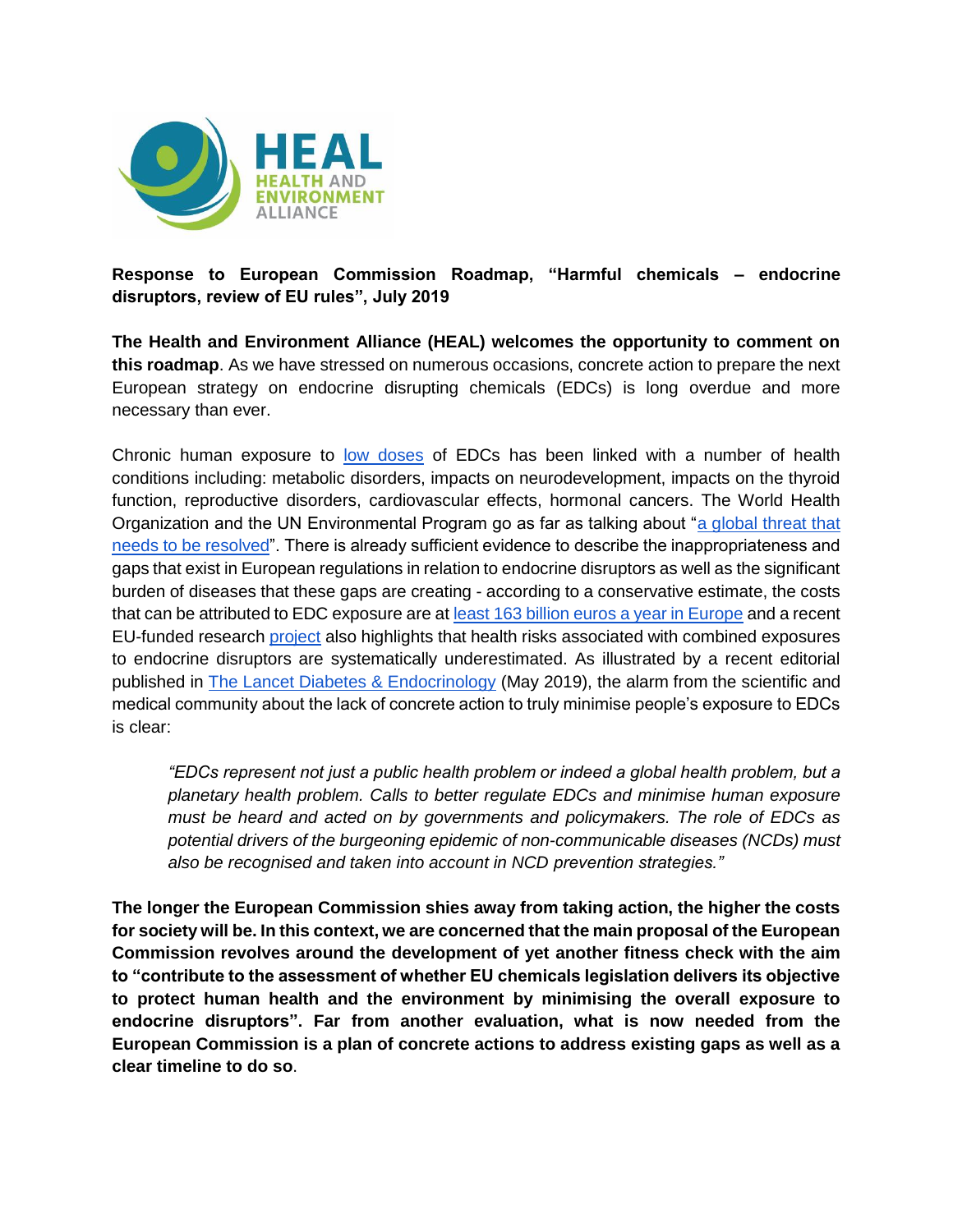**Response to European Commission Roadmap, "Harmful chemicals – endocrine disruptors, review of EU rules", July 2019**

**The Health and Environment Alliance (HEAL) welcomes the opportunity to comment on this roadmap**. As we have stressed on numerous occasions, concrete action to prepare the next European strategy on endocrine disrupting chemicals (EDCs) is long overdue and more necessary than ever.

Chronic human exposure to low doses of EDCs has been linked with a number of health conditions including: metabolic disorders, impacts on neurodevelopment, impacts on the thyroid function, reproductive disorders, cardiovascular effects, hormonal cancers. The World Health Organization and the UN Environmental Program go as far as talking about "a global threat that needs to be resolved". There is already sufficient evidence to describe the inappropriateness and gaps that exist in European regulations in relation to endocrine disruptors as well as the significant burden of diseases that these gaps are creating - according to a conservative estimate, the costs that can be attributed to EDC exposure are at least 163 billion euros a year in Europe and a recent EU-funded research project also highlights that health risks associated with combined exposures to endocrine disruptors are systematically underestimated. As illustrated by a recent editorial published in The Lancet Diabetes & Endocrinology (May 2019), the alarm from the scientific and medical community about the lack of concrete action to truly minimise people's exposure to EDCs is clear:

> *"EDCs represent not just a public health problem or indeed a global health problem, but a planetary health problem. Calls to better regulate EDCs and minimise human exposure must be heard and acted on by governments and policymakers. The role of EDCs as potential drivers of the burgeoning epidemic of non-communicable diseases (NCDs) must also be recognised and taken into account in NCD prevention strategies."*

**The longer the European Commission shies away from taking action, the higher the costs for society will be. In this context, we are concerned that the main proposal of the European Commission revolves around the development of yet another fitness check with the aim to "contribute to the assessment of whether EU chemicals legislation delivers its objective to protect human health and the environment by minimising the overall exposure to endocrine disruptors". Far from another evaluation, what is now needed from the European Commission is a plan of concrete actions to address existing gaps as well as a clear timeline to do so**.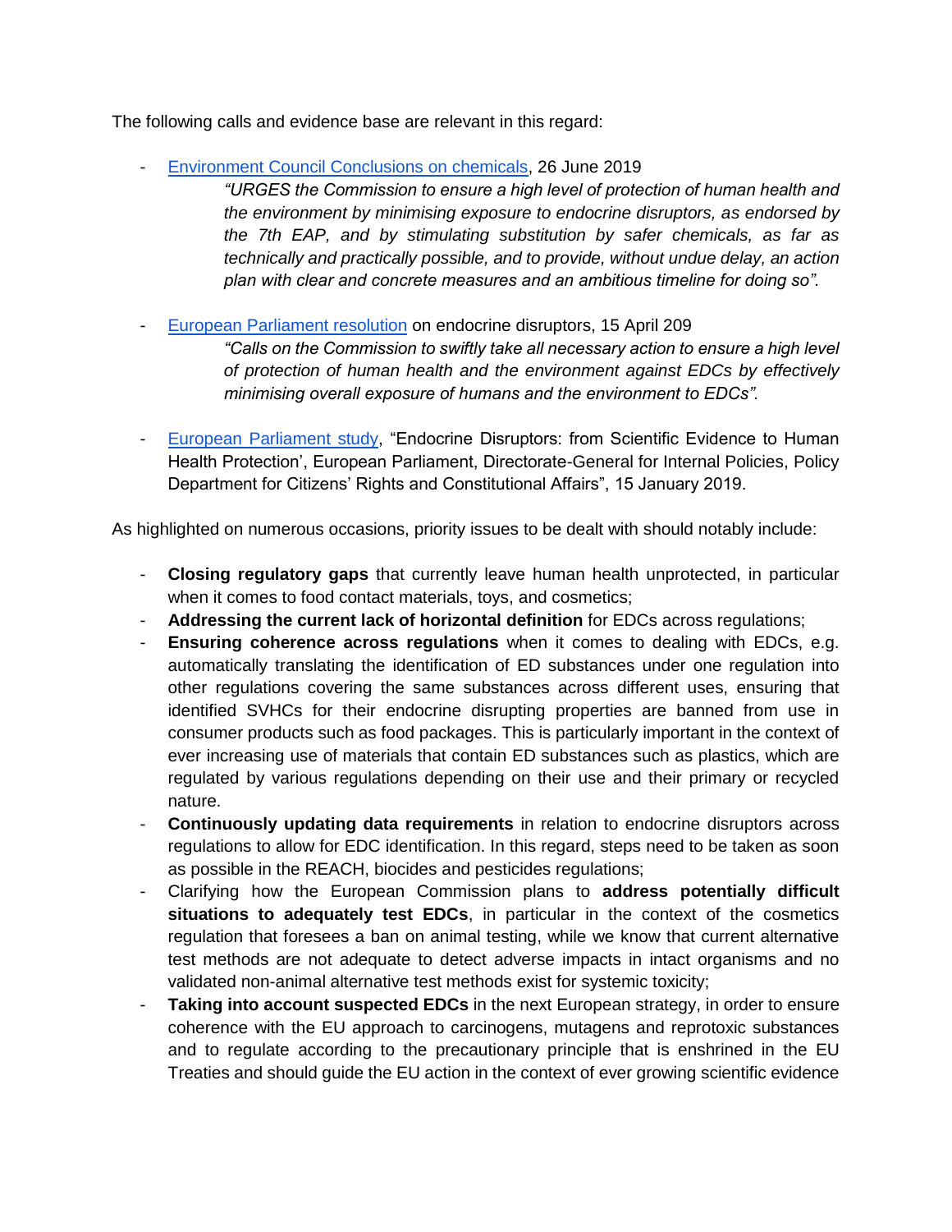The following calls and evidence base are relevant in this regard:

- [Environment Council Conclusions on chemicals](), 26 June 2019

  *"URGES the Commission to ensure a high level of protection of human health and the environment by minimising exposure to endocrine disruptors, as endorsed by the 7th EAP, and by stimulating substitution by safer chemicals, as far as technically and practically possible, and to provide, without undue delay, an action plan with clear and concrete measures and an ambitious timeline for doing so".*

- [European Parliament resolution]() on endocrine disruptors, 15 April 209

  *"Calls on the Commission to swiftly take all necessary action to ensure a high level of protection of human health and the environment against EDCs by effectively minimising overall exposure of humans and the environment to EDCs".*

- [European Parliament study](), "Endocrine Disruptors: from Scientific Evidence to Human Health Protection', European Parliament, Directorate-General for Internal Policies, Policy Department for Citizens' Rights and Constitutional Affairs", 15 January 2019.

As highlighted on numerous occasions, priority issues to be dealt with should notably include:

- **Closing regulatory gaps** that currently leave human health unprotected, in particular when it comes to food contact materials, toys, and cosmetics;
- **Addressing the current lack of horizontal definition** for EDCs across regulations;
- **Ensuring coherence across regulations** when it comes to dealing with EDCs, e.g. automatically translating the identification of ED substances under one regulation into other regulations covering the same substances across different uses, ensuring that identified SVHCs for their endocrine disrupting properties are banned from use in consumer products such as food packages. This is particularly important in the context of ever increasing use of materials that contain ED substances such as plastics, which are regulated by various regulations depending on their use and their primary or recycled nature.
- **Continuously updating data requirements** in relation to endocrine disruptors across regulations to allow for EDC identification. In this regard, steps need to be taken as soon as possible in the REACH, biocides and pesticides regulations;
- Clarifying how the European Commission plans to **address potentially difficult situations to adequately test EDCs**, in particular in the context of the cosmetics regulation that foresees a ban on animal testing, while we know that current alternative test methods are not adequate to detect adverse impacts in intact organisms and no validated non-animal alternative test methods exist for systemic toxicity;
- **Taking into account suspected EDCs** in the next European strategy, in order to ensure coherence with the EU approach to carcinogens, mutagens and reprotoxic substances and to regulate according to the precautionary principle that is enshrined in the EU Treaties and should guide the EU action in the context of ever growing scientific evidence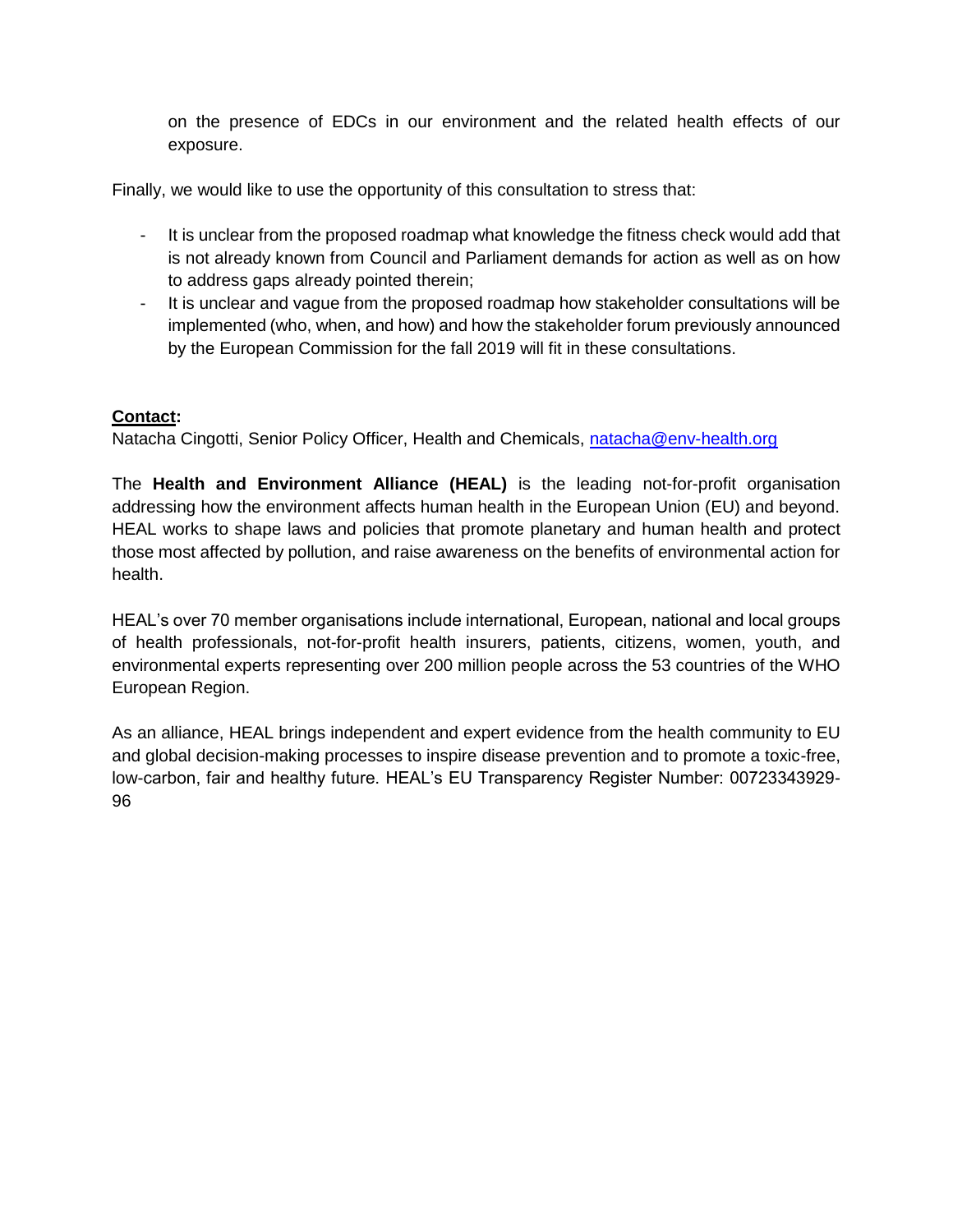on the presence of EDCs in our environment and the related health effects of our exposure.

Finally, we would like to use the opportunity of this consultation to stress that:

- It is unclear from the proposed roadmap what knowledge the fitness check would add that is not already known from Council and Parliament demands for action as well as on how to address gaps already pointed therein;
- It is unclear and vague from the proposed roadmap how stakeholder consultations will be implemented (who, when, and how) and how the stakeholder forum previously announced by the European Commission for the fall 2019 will fit in these consultations.

**Contact:**
Natacha Cingotti, Senior Policy Officer, Health and Chemicals, natacha@env-health.org

The **Health and Environment Alliance (HEAL)** is the leading not-for-profit organisation addressing how the environment affects human health in the European Union (EU) and beyond. HEAL works to shape laws and policies that promote planetary and human health and protect those most affected by pollution, and raise awareness on the benefits of environmental action for health.

HEAL's over 70 member organisations include international, European, national and local groups of health professionals, not-for-profit health insurers, patients, citizens, women, youth, and environmental experts representing over 200 million people across the 53 countries of the WHO European Region.

As an alliance, HEAL brings independent and expert evidence from the health community to EU and global decision-making processes to inspire disease prevention and to promote a toxic-free, low-carbon, fair and healthy future. HEAL's EU Transparency Register Number: 00723343929-96